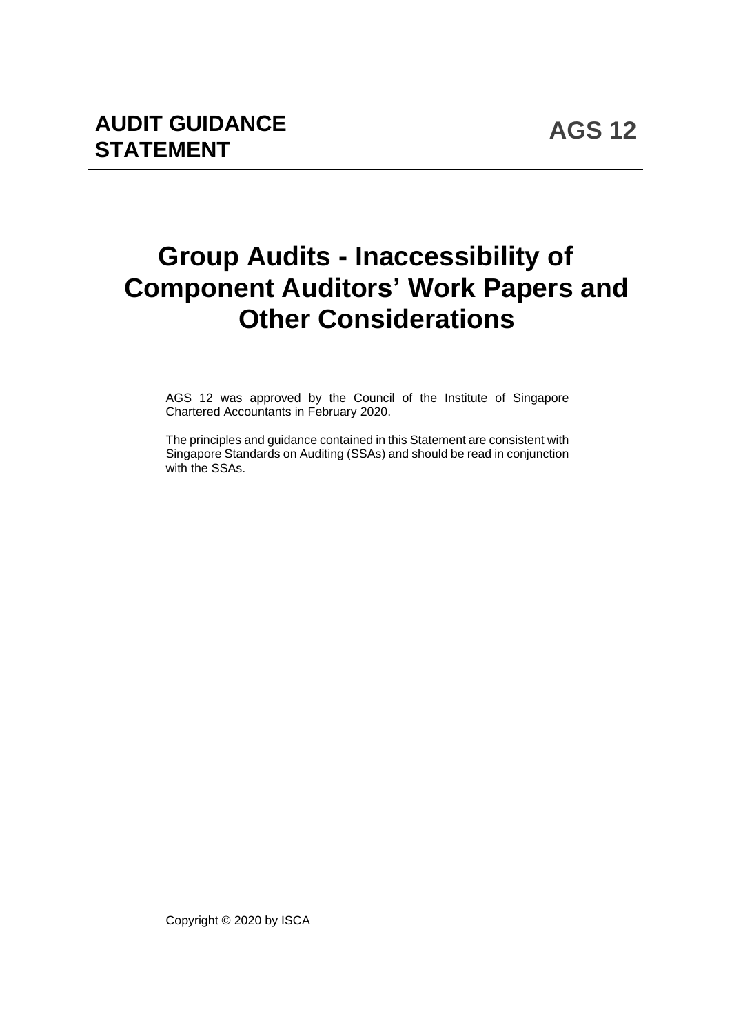**AUDIT GUIDANCE STATEMENT**

**AGS 12**

# Group Audits - Inaccessibility of Component Auditors' Work Papers and Other Considerations

AGS 12 was approved by the Council of the Institute of Singapore Chartered Accountants in February 2020.

The principles and guidance contained in this Statement are consistent with Singapore Standards on Auditing (SSAs) and should be read in conjunction with the SSAs.

Copyright © 2020 by ISCA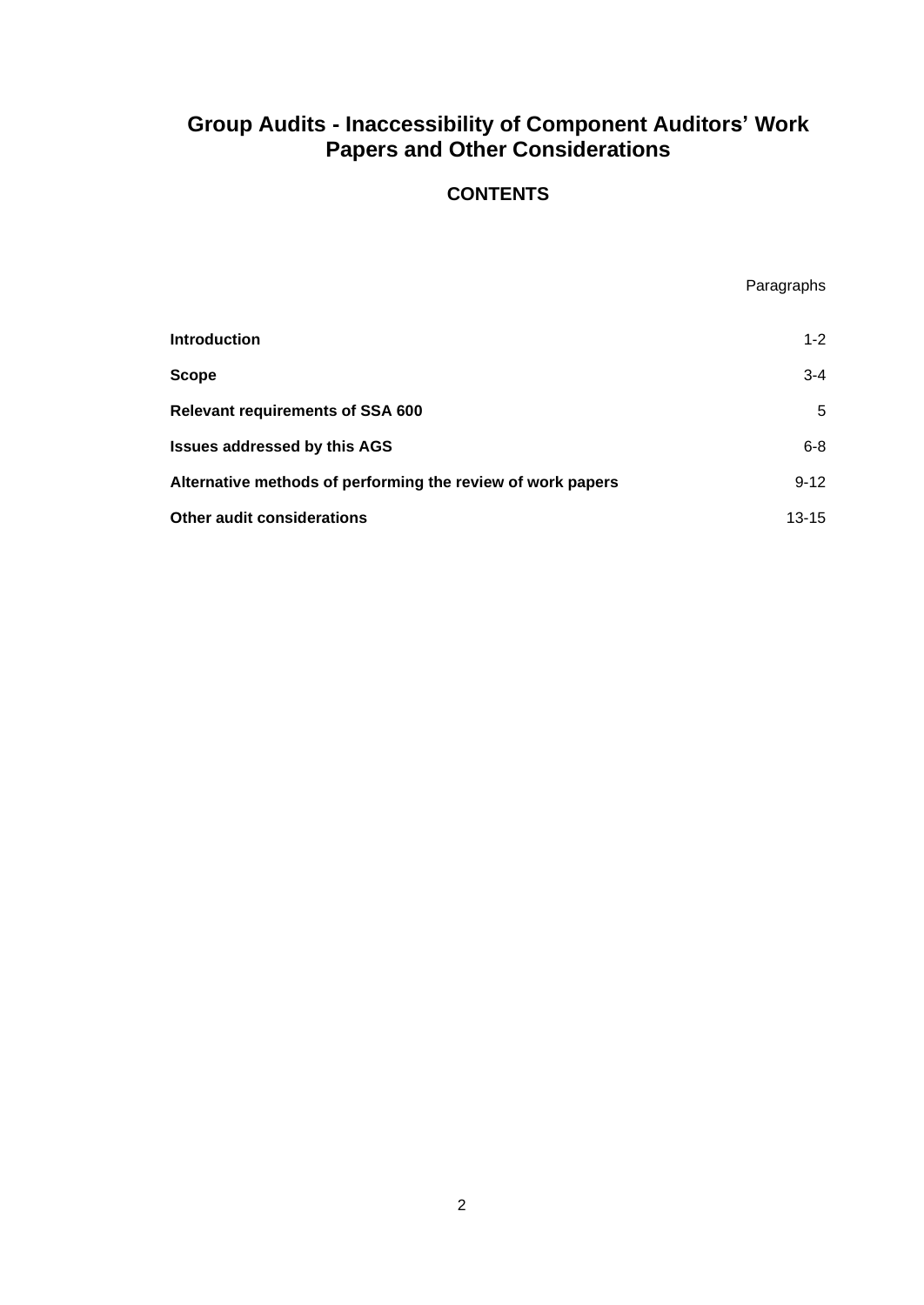# Group Audits - Inaccessibility of Component Auditors' Work Papers and Other Considerations

## CONTENTS

| | Paragraphs |
|---|---|
| **Introduction** | 1-2 |
| **Scope** | 3-4 |
| **Relevant requirements of SSA 600** | 5 |
| **Issues addressed by this AGS** | 6-8 |
| **Alternative methods of performing the review of work papers** | 9-12 |
| **Other audit considerations** | 13-15 |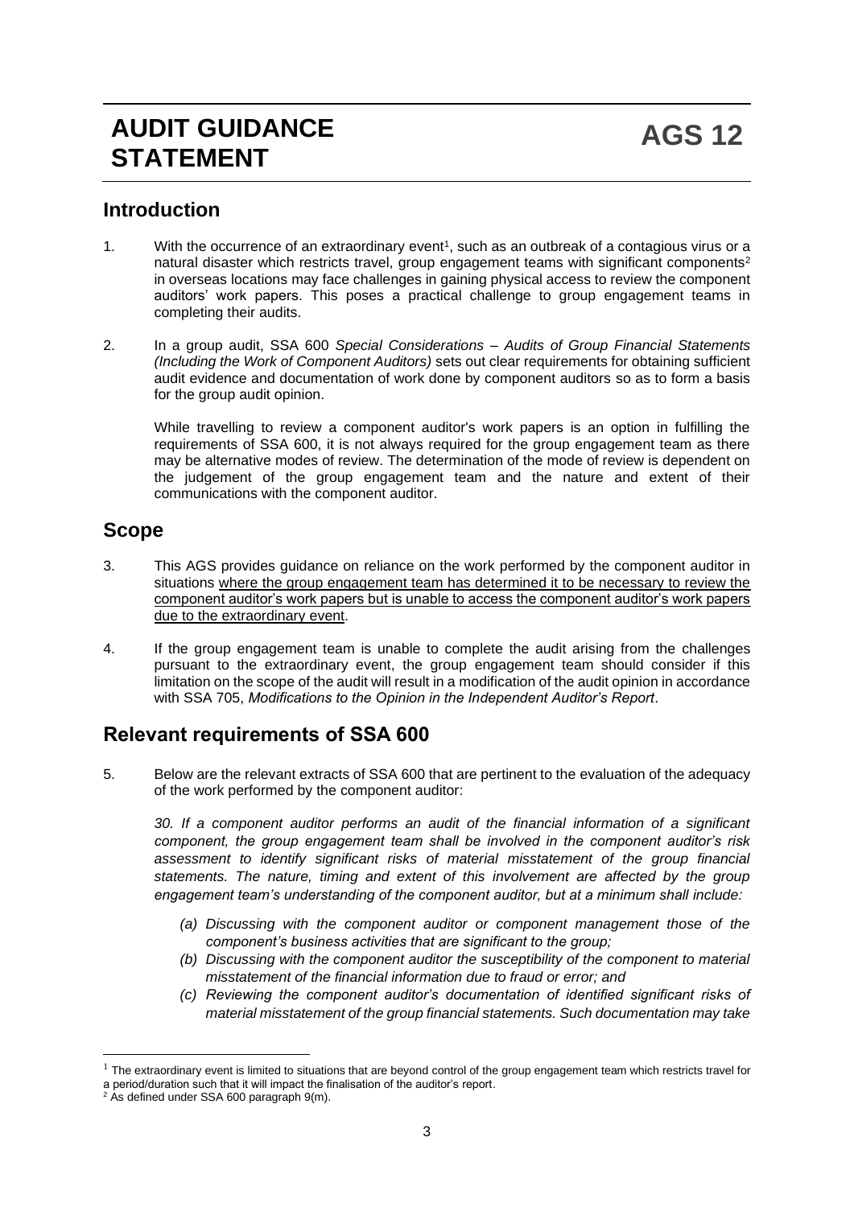# AUDIT GUIDANCE STATEMENT

# AGS 12

## Introduction

1. With the occurrence of an extraordinary event[1], such as an outbreak of a contagious virus or a natural disaster which restricts travel, group engagement teams with significant components[2] in overseas locations may face challenges in gaining physical access to review the component auditors' work papers. This poses a practical challenge to group engagement teams in completing their audits.

2. In a group audit, SSA 600 *Special Considerations – Audits of Group Financial Statements (Including the Work of Component Auditors)* sets out clear requirements for obtaining sufficient audit evidence and documentation of work done by component auditors so as to form a basis for the group audit opinion.

   While travelling to review a component auditor's work papers is an option in fulfilling the requirements of SSA 600, it is not always required for the group engagement team as there may be alternative modes of review. The determination of the mode of review is dependent on the judgement of the group engagement team and the nature and extent of their communications with the component auditor.

## Scope

3. This AGS provides guidance on reliance on the work performed by the component auditor in situations <u>where the group engagement team has determined it to be necessary to review the component auditor's work papers but is unable to access the component auditor's work papers due to the extraordinary event</u>.

4. If the group engagement team is unable to complete the audit arising from the challenges pursuant to the extraordinary event, the group engagement team should consider if this limitation on the scope of the audit will result in a modification of the audit opinion in accordance with SSA 705, *Modifications to the Opinion in the Independent Auditor's Report*.

## Relevant requirements of SSA 600

5. Below are the relevant extracts of SSA 600 that are pertinent to the evaluation of the adequacy of the work performed by the component auditor:

   *30. If a component auditor performs an audit of the financial information of a significant component, the group engagement team shall be involved in the component auditor's risk assessment to identify significant risks of material misstatement of the group financial statements. The nature, timing and extent of this involvement are affected by the group engagement team's understanding of the component auditor, but at a minimum shall include:*

   - *(a) Discussing with the component auditor or component management those of the component's business activities that are significant to the group;*
   - *(b) Discussing with the component auditor the susceptibility of the component to material misstatement of the financial information due to fraud or error; and*
   - *(c) Reviewing the component auditor's documentation of identified significant risks of material misstatement of the group financial statements. Such documentation may take*

---

[1] The extraordinary event is limited to situations that are beyond control of the group engagement team which restricts travel for a period/duration such that it will impact the finalisation of the auditor's report.

[2] As defined under SSA 600 paragraph 9(m).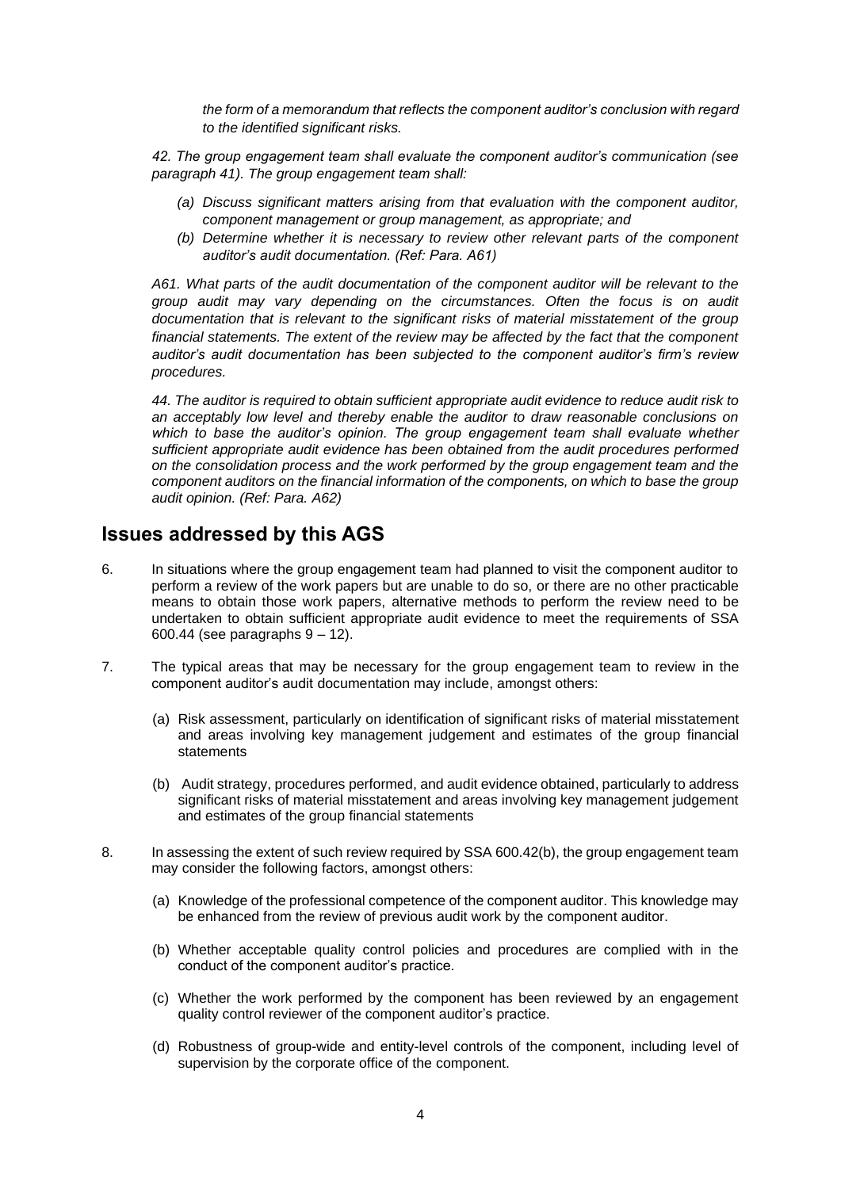*the form of a memorandum that reflects the component auditor's conclusion with regard to the identified significant risks.*

*42. The group engagement team shall evaluate the component auditor's communication (see paragraph 41). The group engagement team shall:*

- *(a) Discuss significant matters arising from that evaluation with the component auditor, component management or group management, as appropriate; and*
- *(b) Determine whether it is necessary to review other relevant parts of the component auditor's audit documentation. (Ref: Para. A61)*

*A61. What parts of the audit documentation of the component auditor will be relevant to the group audit may vary depending on the circumstances. Often the focus is on audit documentation that is relevant to the significant risks of material misstatement of the group financial statements. The extent of the review may be affected by the fact that the component auditor's audit documentation has been subjected to the component auditor's firm's review procedures.*

*44. The auditor is required to obtain sufficient appropriate audit evidence to reduce audit risk to an acceptably low level and thereby enable the auditor to draw reasonable conclusions on which to base the auditor's opinion. The group engagement team shall evaluate whether sufficient appropriate audit evidence has been obtained from the audit procedures performed on the consolidation process and the work performed by the group engagement team and the component auditors on the financial information of the components, on which to base the group audit opinion. (Ref: Para. A62)*

## Issues addressed by this AGS

6. In situations where the group engagement team had planned to visit the component auditor to perform a review of the work papers but are unable to do so, or there are no other practicable means to obtain those work papers, alternative methods to perform the review need to be undertaken to obtain sufficient appropriate audit evidence to meet the requirements of SSA 600.44 (see paragraphs 9 – 12).

7. The typical areas that may be necessary for the group engagement team to review in the component auditor's audit documentation may include, amongst others:

   (a) Risk assessment, particularly on identification of significant risks of material misstatement and areas involving key management judgement and estimates of the group financial statements

   (b) Audit strategy, procedures performed, and audit evidence obtained, particularly to address significant risks of material misstatement and areas involving key management judgement and estimates of the group financial statements

8. In assessing the extent of such review required by SSA 600.42(b), the group engagement team may consider the following factors, amongst others:

   (a) Knowledge of the professional competence of the component auditor. This knowledge may be enhanced from the review of previous audit work by the component auditor.

   (b) Whether acceptable quality control policies and procedures are complied with in the conduct of the component auditor's practice.

   (c) Whether the work performed by the component has been reviewed by an engagement quality control reviewer of the component auditor's practice.

   (d) Robustness of group-wide and entity-level controls of the component, including level of supervision by the corporate office of the component.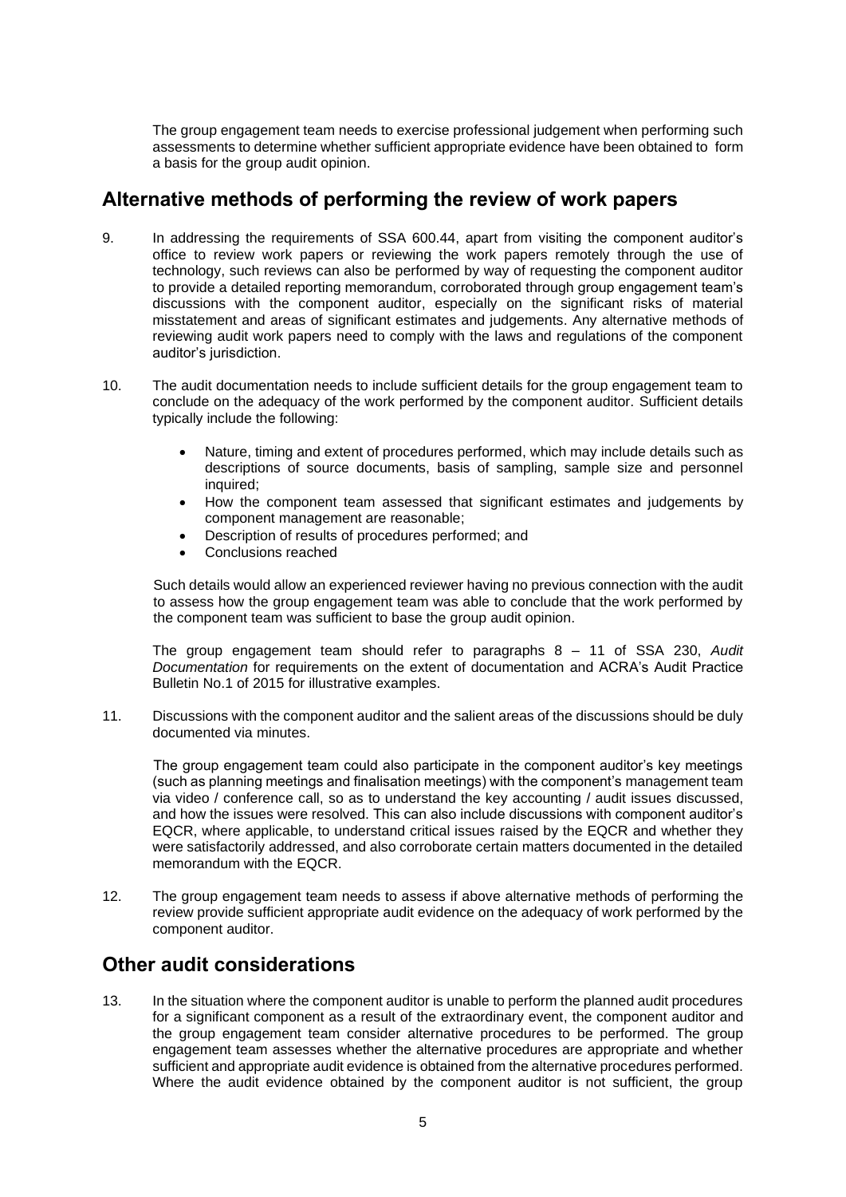The group engagement team needs to exercise professional judgement when performing such assessments to determine whether sufficient appropriate evidence have been obtained to form a basis for the group audit opinion.

## Alternative methods of performing the review of work papers

9. In addressing the requirements of SSA 600.44, apart from visiting the component auditor's office to review work papers or reviewing the work papers remotely through the use of technology, such reviews can also be performed by way of requesting the component auditor to provide a detailed reporting memorandum, corroborated through group engagement team's discussions with the component auditor, especially on the significant risks of material misstatement and areas of significant estimates and judgements. Any alternative methods of reviewing audit work papers need to comply with the laws and regulations of the component auditor's jurisdiction.

10. The audit documentation needs to include sufficient details for the group engagement team to conclude on the adequacy of the work performed by the component auditor. Sufficient details typically include the following:

    - Nature, timing and extent of procedures performed, which may include details such as descriptions of source documents, basis of sampling, sample size and personnel inquired;
    - How the component team assessed that significant estimates and judgements by component management are reasonable;
    - Description of results of procedures performed; and
    - Conclusions reached

    Such details would allow an experienced reviewer having no previous connection with the audit to assess how the group engagement team was able to conclude that the work performed by the component team was sufficient to base the group audit opinion.

    The group engagement team should refer to paragraphs 8 – 11 of SSA 230, *Audit Documentation* for requirements on the extent of documentation and ACRA's Audit Practice Bulletin No.1 of 2015 for illustrative examples.

11. Discussions with the component auditor and the salient areas of the discussions should be duly documented via minutes.

    The group engagement team could also participate in the component auditor's key meetings (such as planning meetings and finalisation meetings) with the component's management team via video / conference call, so as to understand the key accounting / audit issues discussed, and how the issues were resolved. This can also include discussions with component auditor's EQCR, where applicable, to understand critical issues raised by the EQCR and whether they were satisfactorily addressed, and also corroborate certain matters documented in the detailed memorandum with the EQCR.

12. The group engagement team needs to assess if above alternative methods of performing the review provide sufficient appropriate audit evidence on the adequacy of work performed by the component auditor.

## Other audit considerations

13. In the situation where the component auditor is unable to perform the planned audit procedures for a significant component as a result of the extraordinary event, the component auditor and the group engagement team consider alternative procedures to be performed. The group engagement team assesses whether the alternative procedures are appropriate and whether sufficient and appropriate audit evidence is obtained from the alternative procedures performed. Where the audit evidence obtained by the component auditor is not sufficient, the group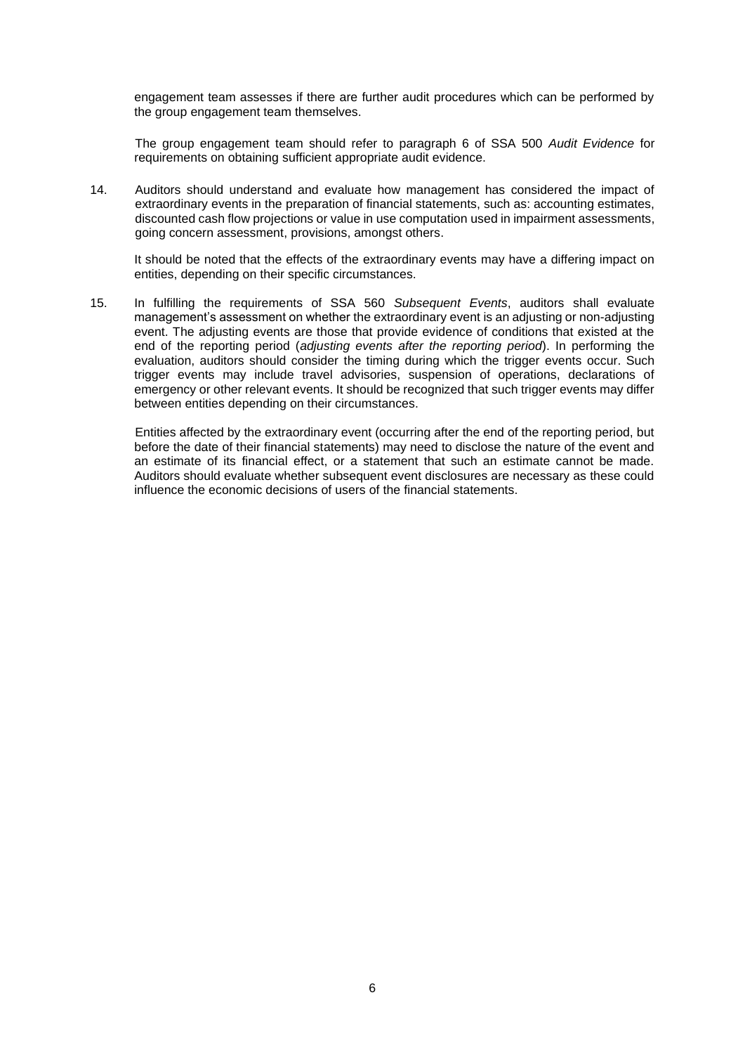engagement team assesses if there are further audit procedures which can be performed by the group engagement team themselves.

The group engagement team should refer to paragraph 6 of SSA 500 *Audit Evidence* for requirements on obtaining sufficient appropriate audit evidence.

14. Auditors should understand and evaluate how management has considered the impact of extraordinary events in the preparation of financial statements, such as: accounting estimates, discounted cash flow projections or value in use computation used in impairment assessments, going concern assessment, provisions, amongst others.

    It should be noted that the effects of the extraordinary events may have a differing impact on entities, depending on their specific circumstances.

15. In fulfilling the requirements of SSA 560 *Subsequent Events*, auditors shall evaluate management's assessment on whether the extraordinary event is an adjusting or non-adjusting event. The adjusting events are those that provide evidence of conditions that existed at the end of the reporting period (*adjusting events after the reporting period*). In performing the evaluation, auditors should consider the timing during which the trigger events occur. Such trigger events may include travel advisories, suspension of operations, declarations of emergency or other relevant events. It should be recognized that such trigger events may differ between entities depending on their circumstances.

    Entities affected by the extraordinary event (occurring after the end of the reporting period, but before the date of their financial statements) may need to disclose the nature of the event and an estimate of its financial effect, or a statement that such an estimate cannot be made. Auditors should evaluate whether subsequent event disclosures are necessary as these could influence the economic decisions of users of the financial statements.